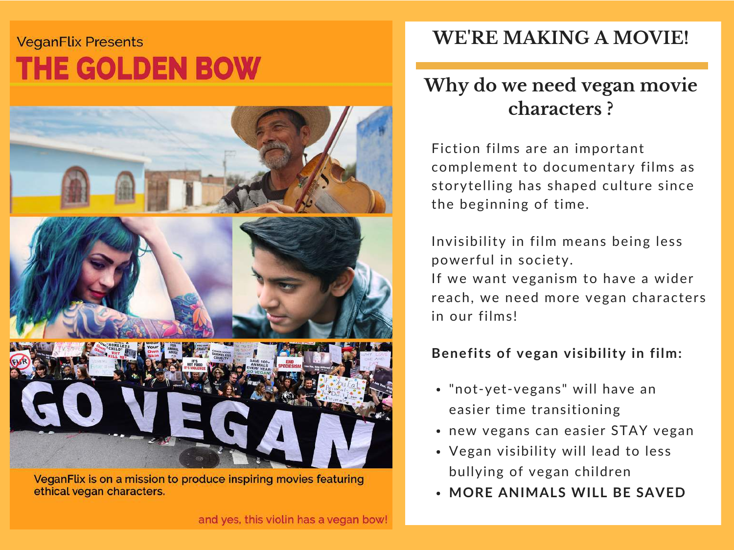VeganFlix Presents

# THE GOLDEN BOW

VeganFlix is on a mission to produce inspiring movies featuring ethical vegan characters.

and yes, this violin has a vegan bow!

## WE'RE MAKING A MOVIE!

### Why do we need vegan movie characters ?

Fiction films are an important complement to documentary films as storytelling has shaped culture since the beginning of time.

Invisibility in film means being less powerful in society.
If we want veganism to have a wider reach, we need more vegan characters in our films!

**Benefits of vegan visibility in film:**

- "not-yet-vegans" will have an easier time transitioning
- new vegans can easier STAY vegan
- Vegan visibility will lead to less bullying of vegan children
- **MORE ANIMALS WILL BE SAVED**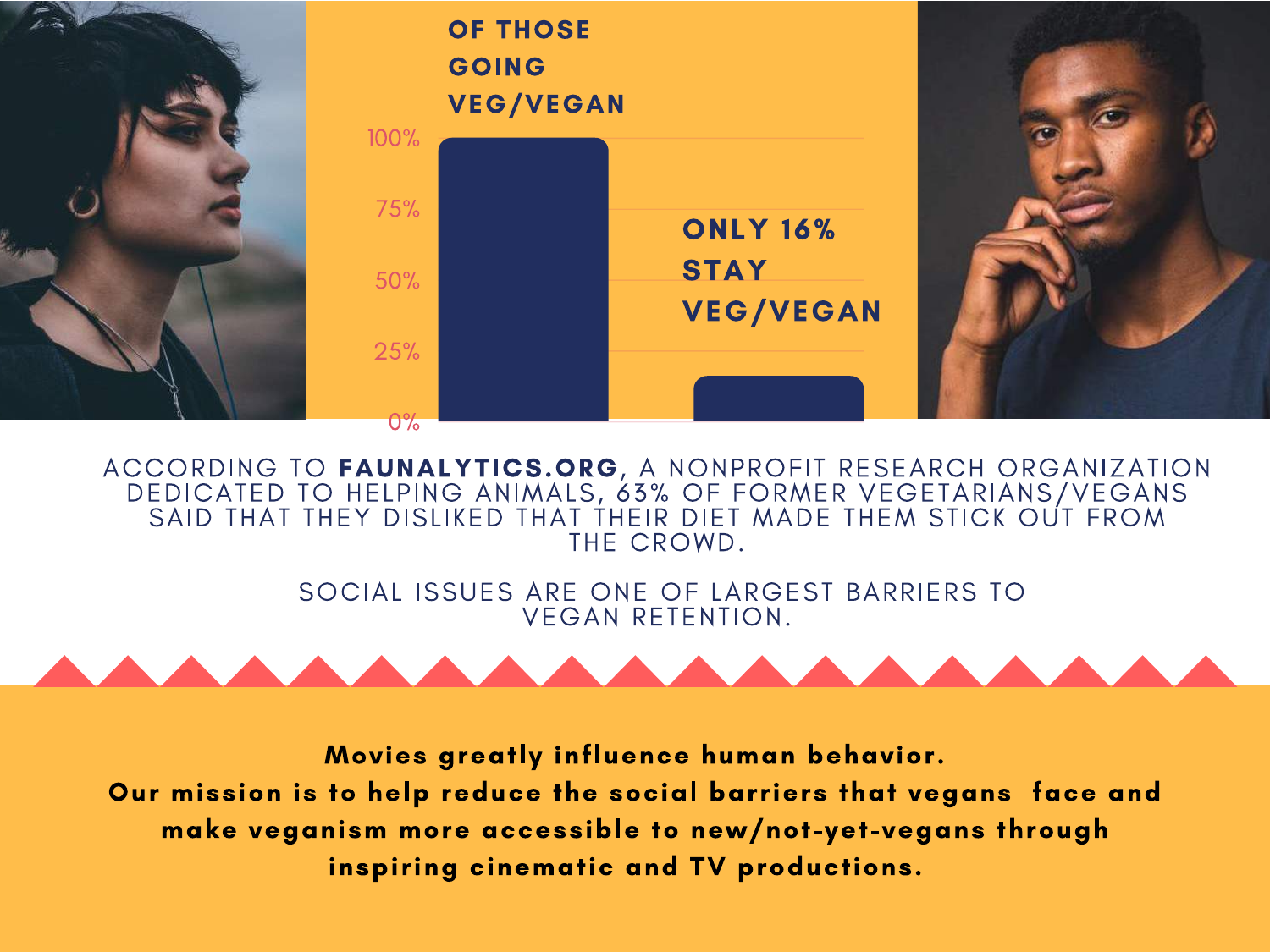OF THOSE GOING VEG/VEGAN

100%

75%

50%

25%

0%

ONLY 16% STAY VEG/VEGAN

ACCORDING TO **FAUNALYTICS.ORG**, A NONPROFIT RESEARCH ORGANIZATION DEDICATED TO HELPING ANIMALS, 63% OF FORMER VEGETARIANS/VEGANS SAID THAT THEY DISLIKED THAT THEIR DIET MADE THEM STICK OUT FROM THE CROWD.

SOCIAL ISSUES ARE ONE OF LARGEST BARRIERS TO VEGAN RETENTION.

**Movies greatly influence human behavior.**
**Our mission is to help reduce the social barriers that vegans face and make veganism more accessible to new/not-yet-vegans through inspiring cinematic and TV productions.**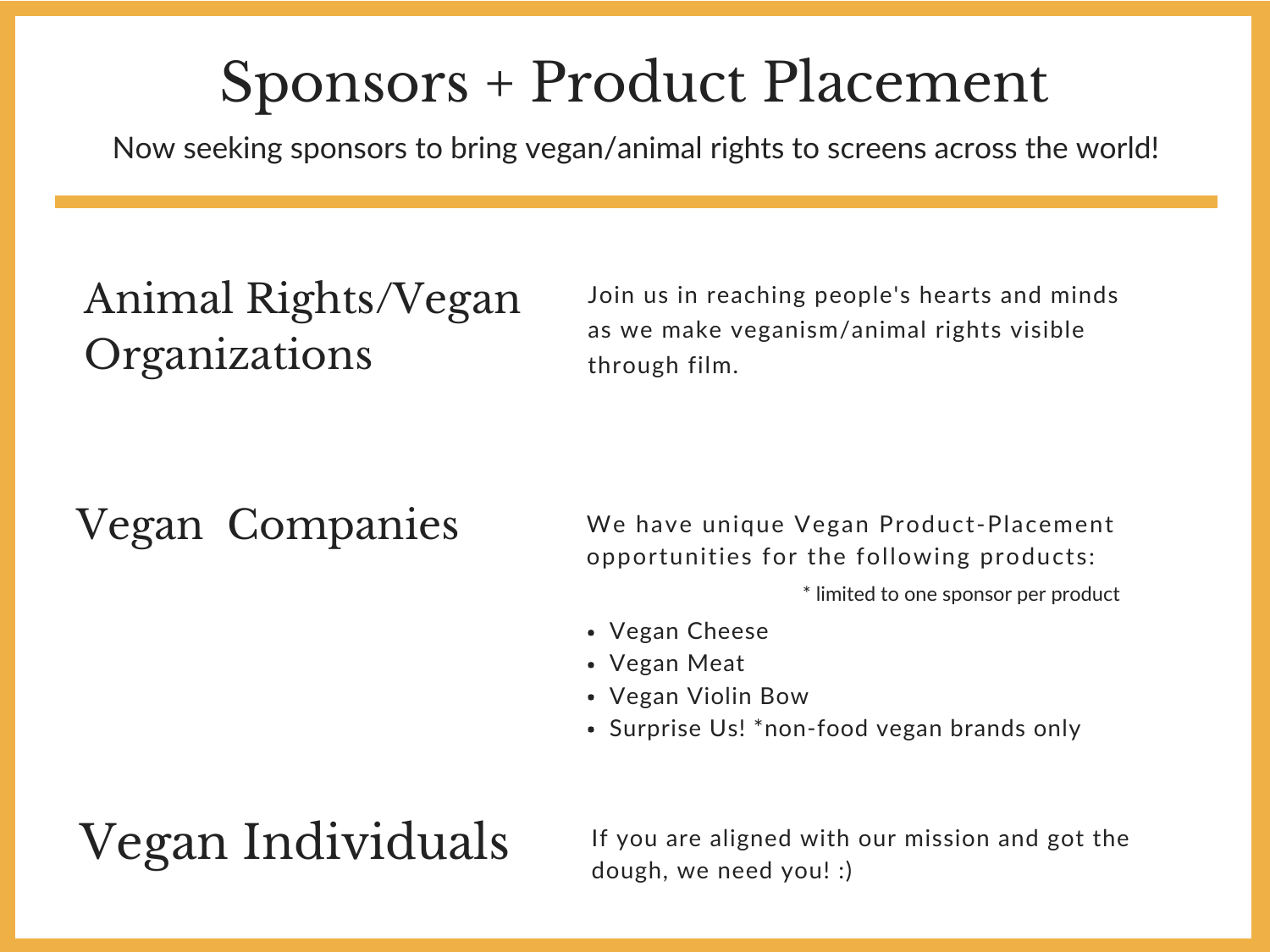# Sponsors + Product Placement

Now seeking sponsors to bring vegan/animal rights to screens across the world!

---

## Animal Rights/Vegan Organizations

Join us in reaching people's hearts and minds as we make veganism/animal rights visible through film.

## Vegan Companies

We have unique Vegan Product-Placement opportunities for the following products:

* limited to one sponsor per product

- Vegan Cheese
- Vegan Meat
- Vegan Violin Bow
- Surprise Us! *non-food vegan brands only

## Vegan Individuals

If you are aligned with our mission and got the dough, we need you! :)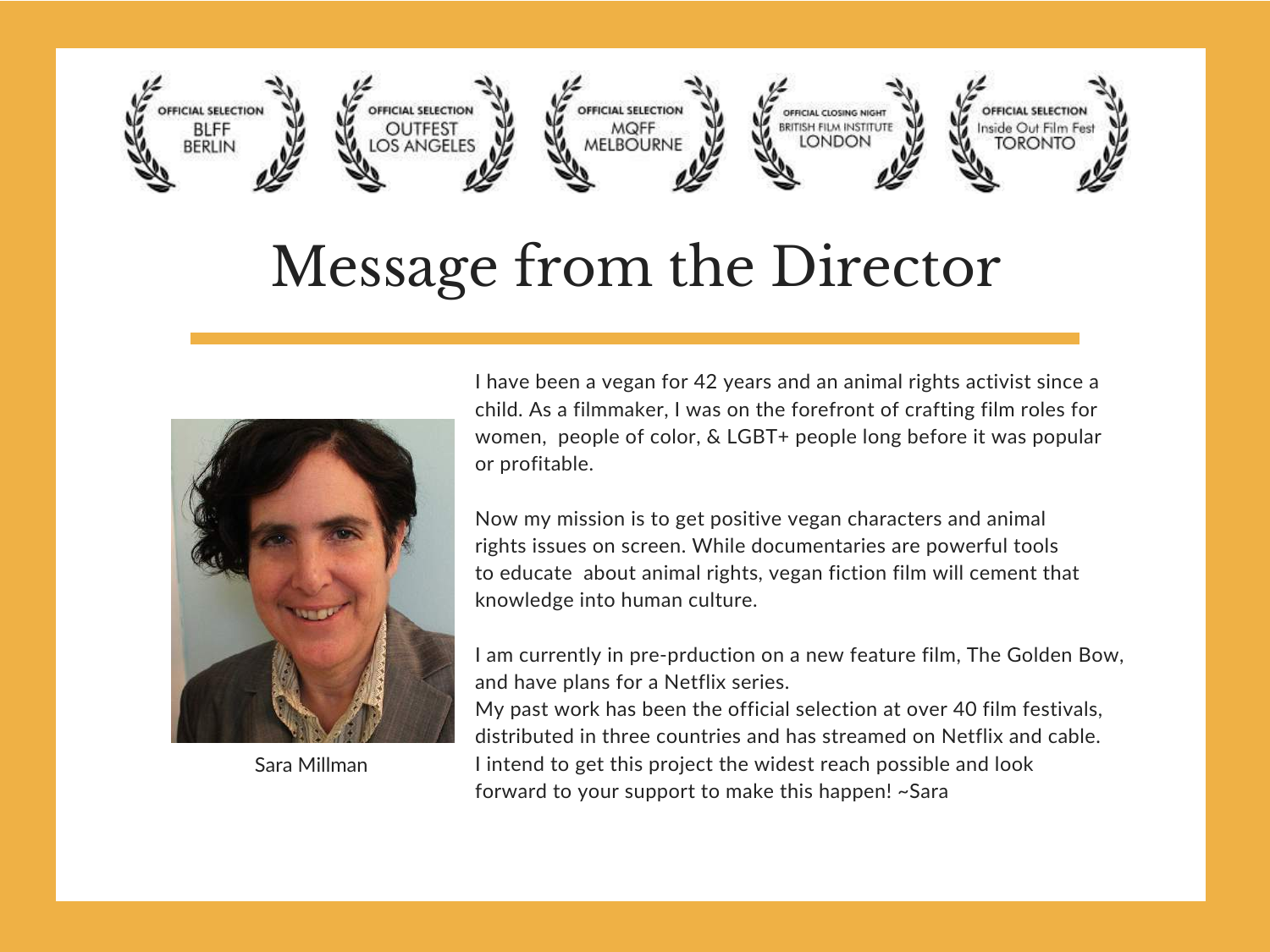OFFICIAL SELECTION BLFF BERLIN

OFFICIAL SELECTION OUTFEST LOS ANGELES

OFFICIAL SELECTION MQFF MELBOURNE

OFFICIAL CLOSING NIGHT BRITISH FILM INSTITUTE LONDON

OFFICIAL SELECTION Inside Out Film Fest TORONTO

# Message from the Director

Sara Millman

I have been a vegan for 42 years and an animal rights activist since a child. As a filmmaker, I was on the forefront of crafting film roles for women, people of color, & LGBT+ people long before it was popular or profitable.

Now my mission is to get positive vegan characters and animal rights issues on screen. While documentaries are powerful tools to educate about animal rights, vegan fiction film will cement that knowledge into human culture.

I am currently in pre-prduction on a new feature film, The Golden Bow, and have plans for a Netflix series.
My past work has been the official selection at over 40 film festivals, distributed in three countries and has streamed on Netflix and cable.
I intend to get this project the widest reach possible and look forward to your support to make this happen! ~Sara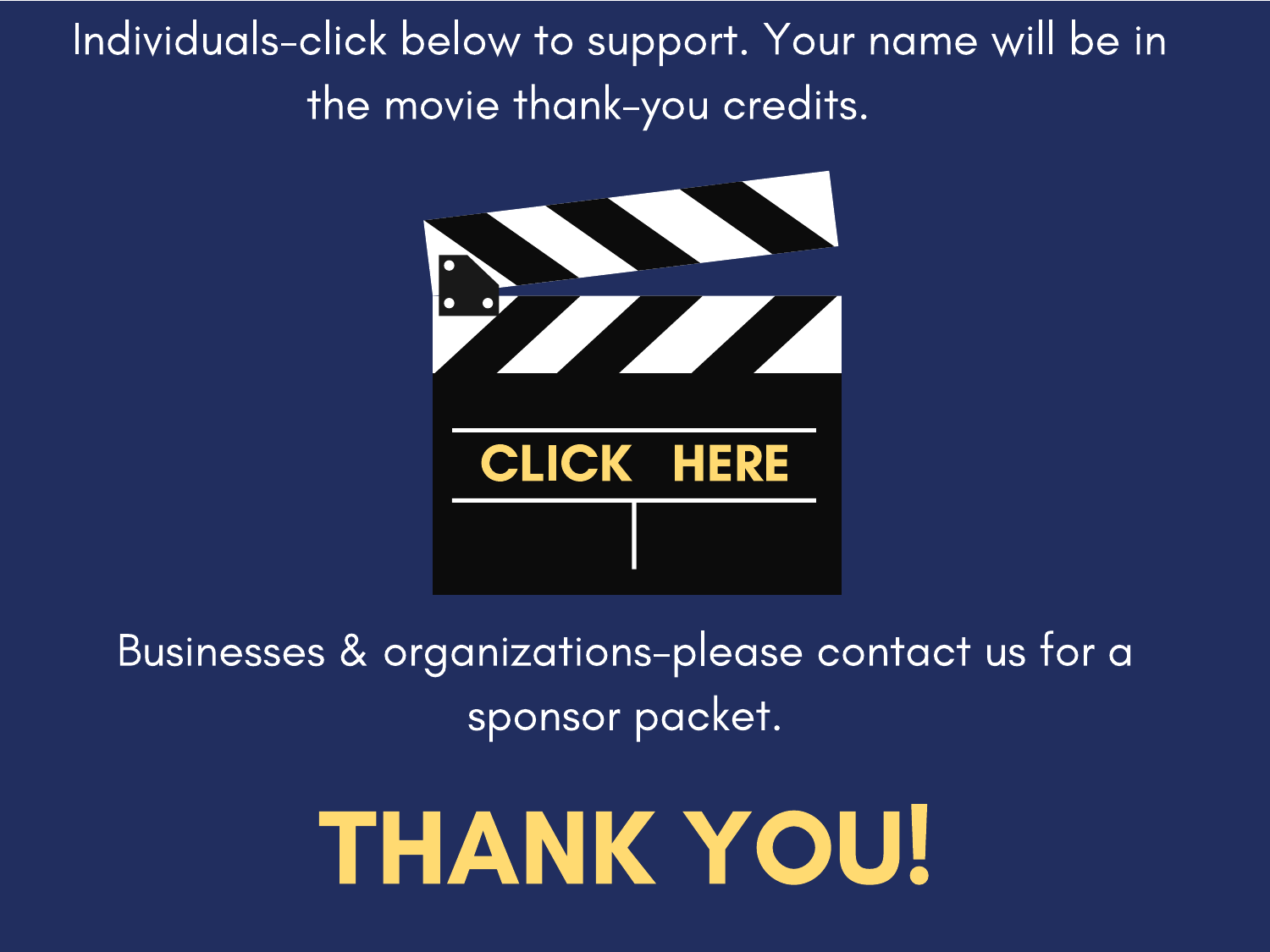Individuals-click below to support. Your name will be in the movie thank-you credits.

**CLICK HERE**

Businesses & organizations-please contact us for a sponsor packet.

# THANK YOU!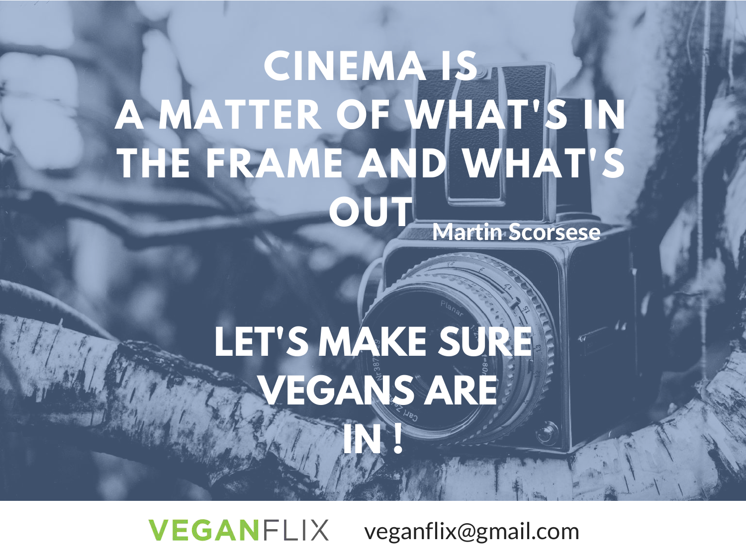# CINEMA IS A MATTER OF WHAT'S IN THE FRAME AND WHAT'S OUT

Martin Scorsese

# LET'S MAKE SURE VEGANS ARE IN !

VEGANFLIX veganflix@gmail.com